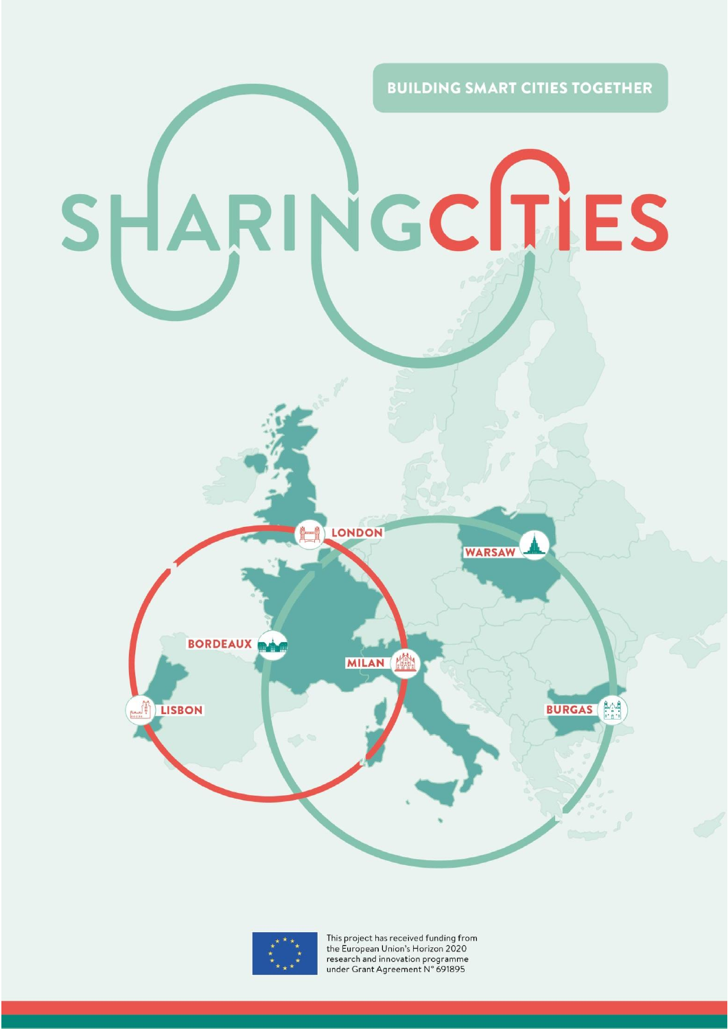BUILDING SMART CITIES TOGETHER

# SHARINGCITIES

LONDON

WARSAW

BORDEAUX

MILAN

LISBON

BURGAS

This project has received funding from the European Union's Horizon 2020 research and innovation programme under Grant Agreement N° 691895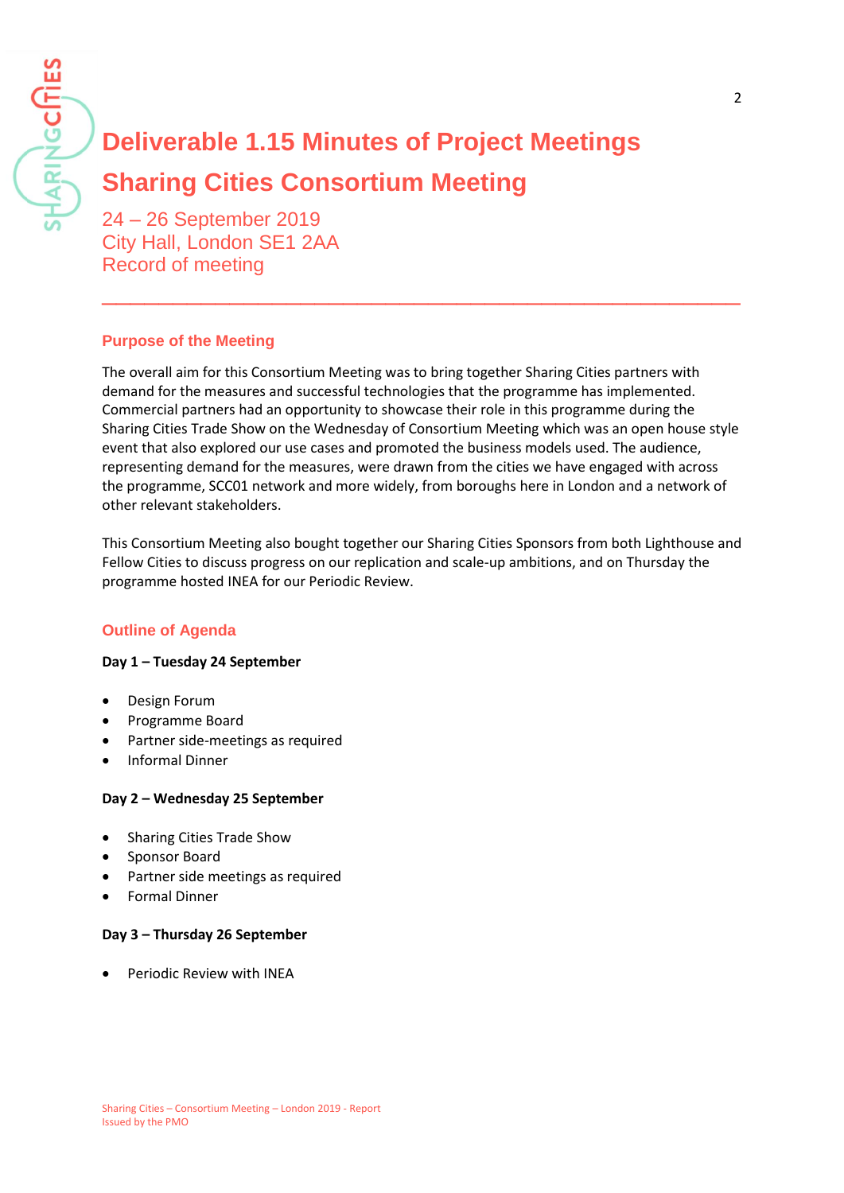# Deliverable 1.15 Minutes of Project Meetings

# Sharing Cities Consortium Meeting

24 – 26 September 2019
City Hall, London SE1 2AA
Record of meeting

## Purpose of the Meeting

The overall aim for this Consortium Meeting was to bring together Sharing Cities partners with demand for the measures and successful technologies that the programme has implemented. Commercial partners had an opportunity to showcase their role in this programme during the Sharing Cities Trade Show on the Wednesday of Consortium Meeting which was an open house style event that also explored our use cases and promoted the business models used. The audience, representing demand for the measures, were drawn from the cities we have engaged with across the programme, SCC01 network and more widely, from boroughs here in London and a network of other relevant stakeholders.

This Consortium Meeting also bought together our Sharing Cities Sponsors from both Lighthouse and Fellow Cities to discuss progress on our replication and scale-up ambitions, and on Thursday the programme hosted INEA for our Periodic Review.

## Outline of Agenda

**Day 1 – Tuesday 24 September**

- Design Forum
- Programme Board
- Partner side-meetings as required
- Informal Dinner

**Day 2 – Wednesday 25 September**

- Sharing Cities Trade Show
- Sponsor Board
- Partner side meetings as required
- Formal Dinner

**Day 3 – Thursday 26 September**

- Periodic Review with INEA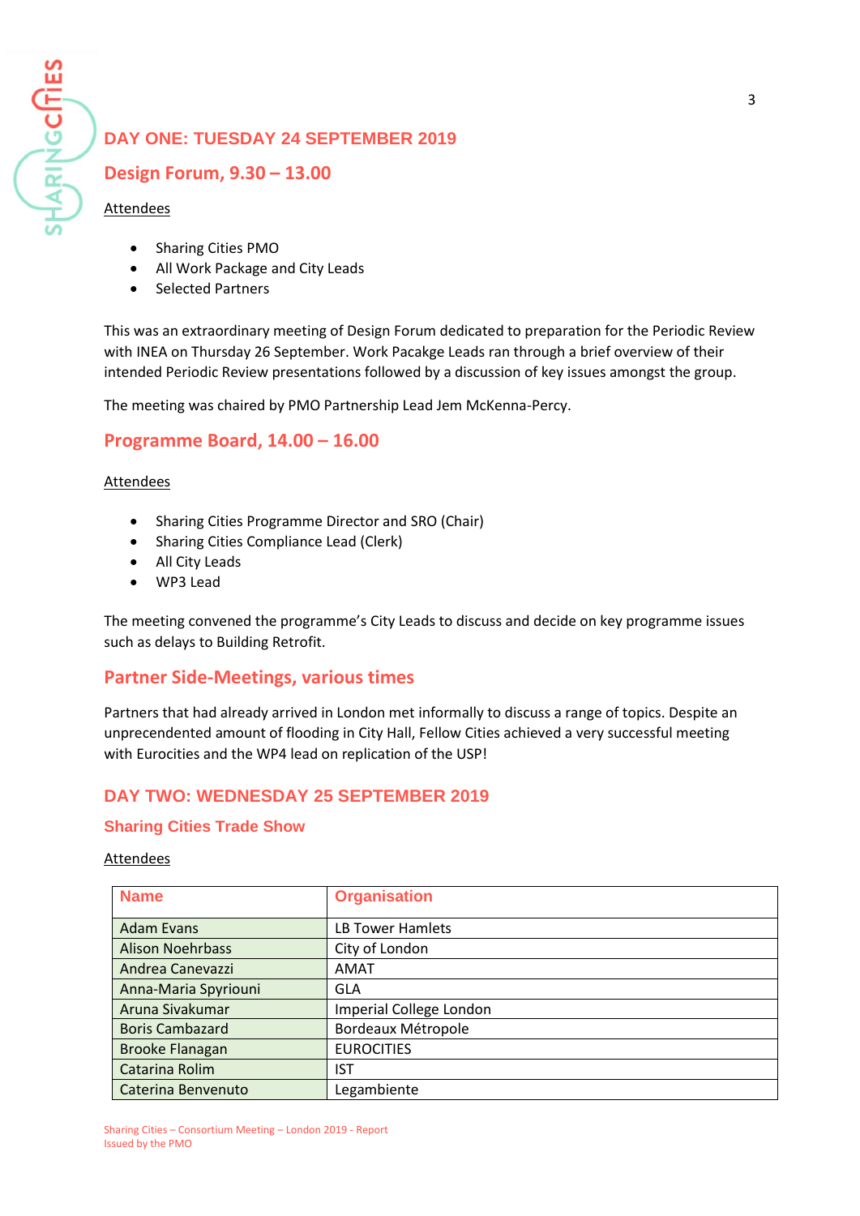# DAY ONE: TUESDAY 24 SEPTEMBER 2019

## Design Forum, 9.30 – 13.00

Attendees

- Sharing Cities PMO
- All Work Package and City Leads
- Selected Partners

This was an extraordinary meeting of Design Forum dedicated to preparation for the Periodic Review with INEA on Thursday 26 September. Work Pacakge Leads ran through a brief overview of their intended Periodic Review presentations followed by a discussion of key issues amongst the group.

The meeting was chaired by PMO Partnership Lead Jem McKenna-Percy.

## Programme Board, 14.00 – 16.00

Attendees

- Sharing Cities Programme Director and SRO (Chair)
- Sharing Cities Compliance Lead (Clerk)
- All City Leads
- WP3 Lead

The meeting convened the programme's City Leads to discuss and decide on key programme issues such as delays to Building Retrofit.

## Partner Side-Meetings, various times

Partners that had already arrived in London met informally to discuss a range of topics. Despite an unprecendented amount of flooding in City Hall, Fellow Cities achieved a very successful meeting with Eurocities and the WP4 lead on replication of the USP!

# DAY TWO: WEDNESDAY 25 SEPTEMBER 2019

### Sharing Cities Trade Show

Attendees

| Name | Organisation |
|---|---|
| Adam Evans | LB Tower Hamlets |
| Alison Noehrbass | City of London |
| Andrea Canevazzi | AMAT |
| Anna-Maria Spyriouni | GLA |
| Aruna Sivakumar | Imperial College London |
| Boris Cambazard | Bordeaux Métropole |
| Brooke Flanagan | EUROCITIES |
| Catarina Rolim | IST |
| Caterina Benvenuto | Legambiente |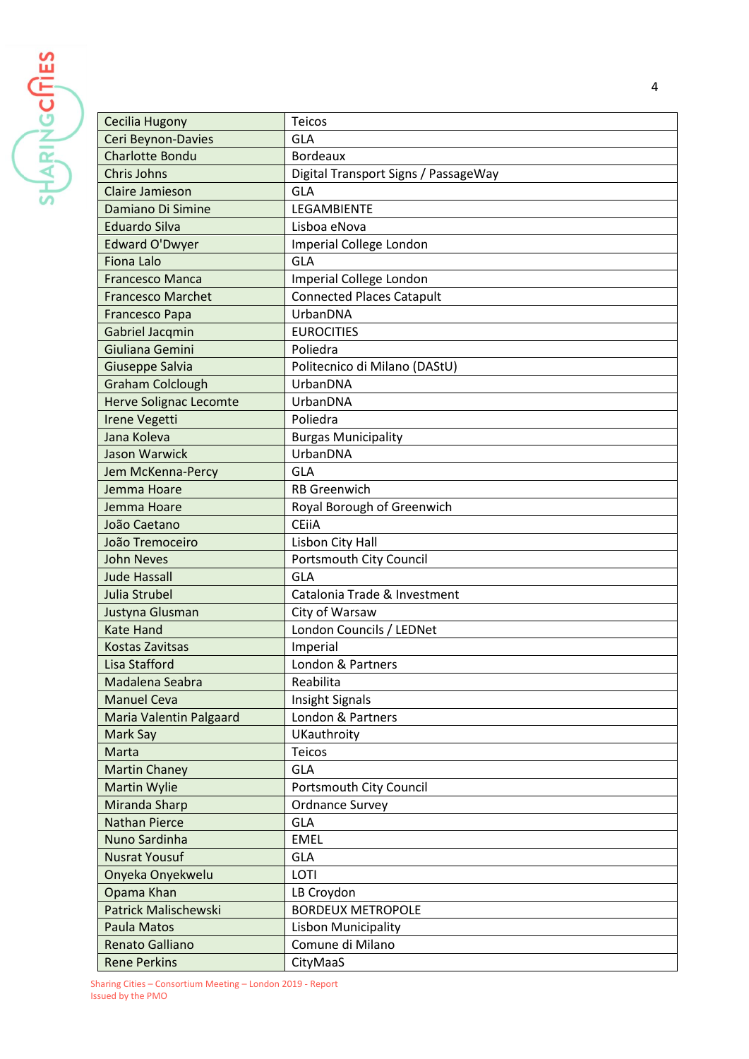| | |
|---|---|
| Cecilia Hugony | Teicos |
| Ceri Beynon-Davies | GLA |
| Charlotte Bondu | Bordeaux |
| Chris Johns | Digital Transport Signs / PassageWay |
| Claire Jamieson | GLA |
| Damiano Di Simine | LEGAMBIENTE |
| Eduardo Silva | Lisboa eNova |
| Edward O'Dwyer | Imperial College London |
| Fiona Lalo | GLA |
| Francesco Manca | Imperial College London |
| Francesco Marchet | Connected Places Catapult |
| Francesco Papa | UrbanDNA |
| Gabriel Jacqmin | EUROCITIES |
| Giuliana Gemini | Poliedra |
| Giuseppe Salvia | Politecnico di Milano (DAStU) |
| Graham Colclough | UrbanDNA |
| Herve Solignac Lecomte | UrbanDNA |
| Irene Vegetti | Poliedra |
| Jana Koleva | Burgas Municipality |
| Jason Warwick | UrbanDNA |
| Jem McKenna-Percy | GLA |
| Jemma Hoare | RB Greenwich |
| Jemma Hoare | Royal Borough of Greenwich |
| João Caetano | CEiiA |
| João Tremoceiro | Lisbon City Hall |
| John Neves | Portsmouth City Council |
| Jude Hassall | GLA |
| Julia Strubel | Catalonia Trade & Investment |
| Justyna Glusman | City of Warsaw |
| Kate Hand | London Councils / LEDNet |
| Kostas Zavitsas | Imperial |
| Lisa Stafford | London & Partners |
| Madalena Seabra | Reabilita |
| Manuel Ceva | Insight Signals |
| Maria Valentin Palgaard | London & Partners |
| Mark Say | UKauthroity |
| Marta | Teicos |
| Martin Chaney | GLA |
| Martin Wylie | Portsmouth City Council |
| Miranda Sharp | Ordnance Survey |
| Nathan Pierce | GLA |
| Nuno Sardinha | EMEL |
| Nusrat Yousuf | GLA |
| Onyeka Onyekwelu | LOTI |
| Opama Khan | LB Croydon |
| Patrick Malischewski | BORDEUX METROPOLE |
| Paula Matos | Lisbon Municipality |
| Renato Galliano | Comune di Milano |
| Rene Perkins | CityMaaS |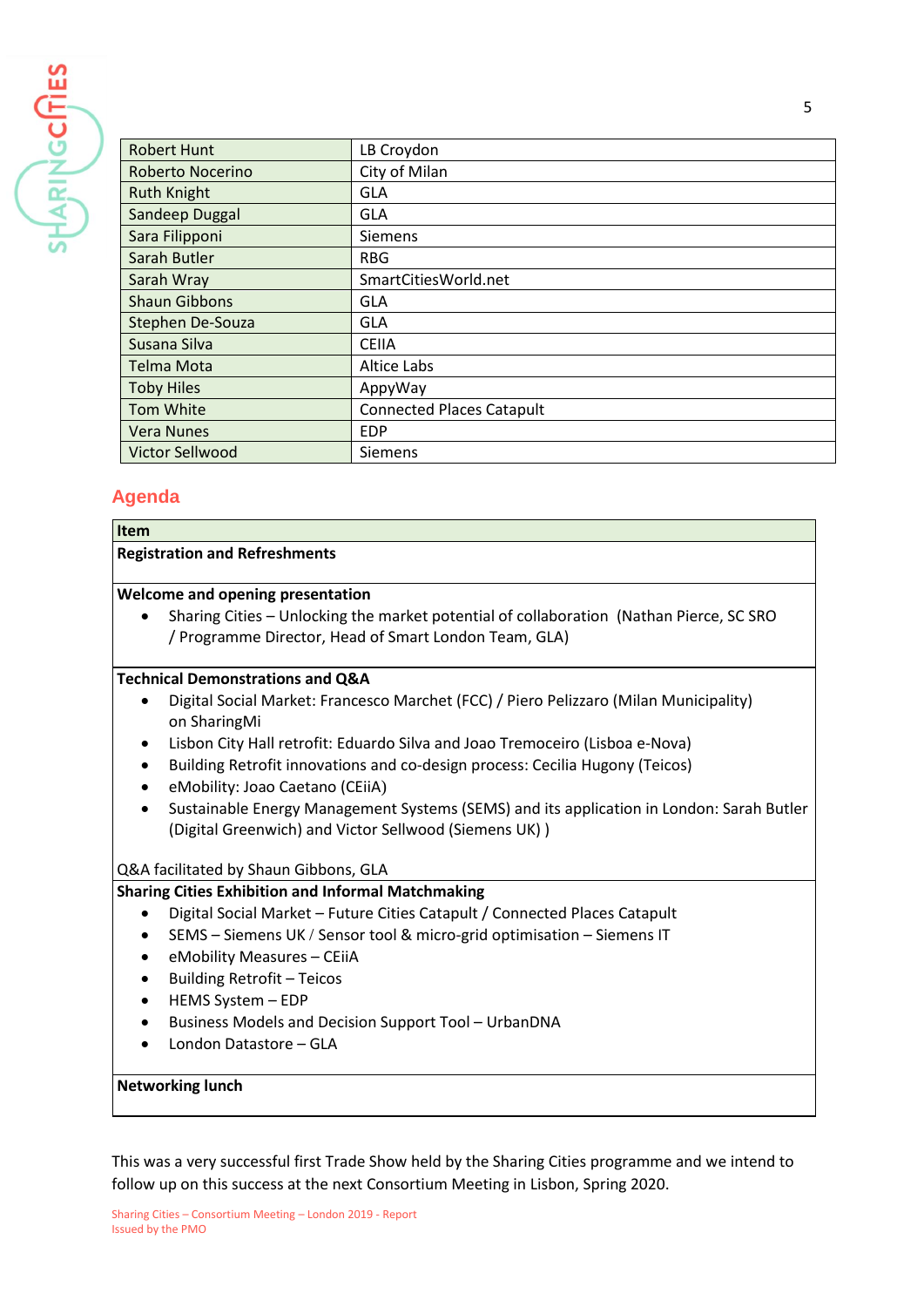| Robert Hunt | LB Croydon |
|---|---|
| Roberto Nocerino | City of Milan |
| Ruth Knight | GLA |
| Sandeep Duggal | GLA |
| Sara Filipponi | Siemens |
| Sarah Butler | RBG |
| Sarah Wray | SmartCitiesWorld.net |
| Shaun Gibbons | GLA |
| Stephen De-Souza | GLA |
| Susana Silva | CEIIA |
| Telma Mota | Altice Labs |
| Toby Hiles | AppyWay |
| Tom White | Connected Places Catapult |
| Vera Nunes | EDP |
| Victor Sellwood | Siemens |

## Agenda

| Item |
|---|
| **Registration and Refreshments** |
| **Welcome and opening presentation**<br>• Sharing Cities – Unlocking the market potential of collaboration (Nathan Pierce, SC SRO / Programme Director, Head of Smart London Team, GLA) |
| **Technical Demonstrations and Q&A**<br>• Digital Social Market: Francesco Marchet (FCC) / Piero Pelizzaro (Milan Municipality) on SharingMi<br>• Lisbon City Hall retrofit: Eduardo Silva and Joao Tremoceiro (Lisboa e-Nova)<br>• Building Retrofit innovations and co-design process: Cecilia Hugony (Teicos)<br>• eMobility: Joao Caetano (CEiiA)<br>• Sustainable Energy Management Systems (SEMS) and its application in London: Sarah Butler (Digital Greenwich) and Victor Sellwood (Siemens UK) )<br><br>Q&A facilitated by Shaun Gibbons, GLA |
| **Sharing Cities Exhibition and Informal Matchmaking**<br>• Digital Social Market – Future Cities Catapult / Connected Places Catapult<br>• SEMS – Siemens UK / Sensor tool & micro-grid optimisation – Siemens IT<br>• eMobility Measures – CEiiA<br>• Building Retrofit – Teicos<br>• HEMS System – EDP<br>• Business Models and Decision Support Tool – UrbanDNA<br>• London Datastore – GLA |
| **Networking lunch** |

This was a very successful first Trade Show held by the Sharing Cities programme and we intend to follow up on this success at the next Consortium Meeting in Lisbon, Spring 2020.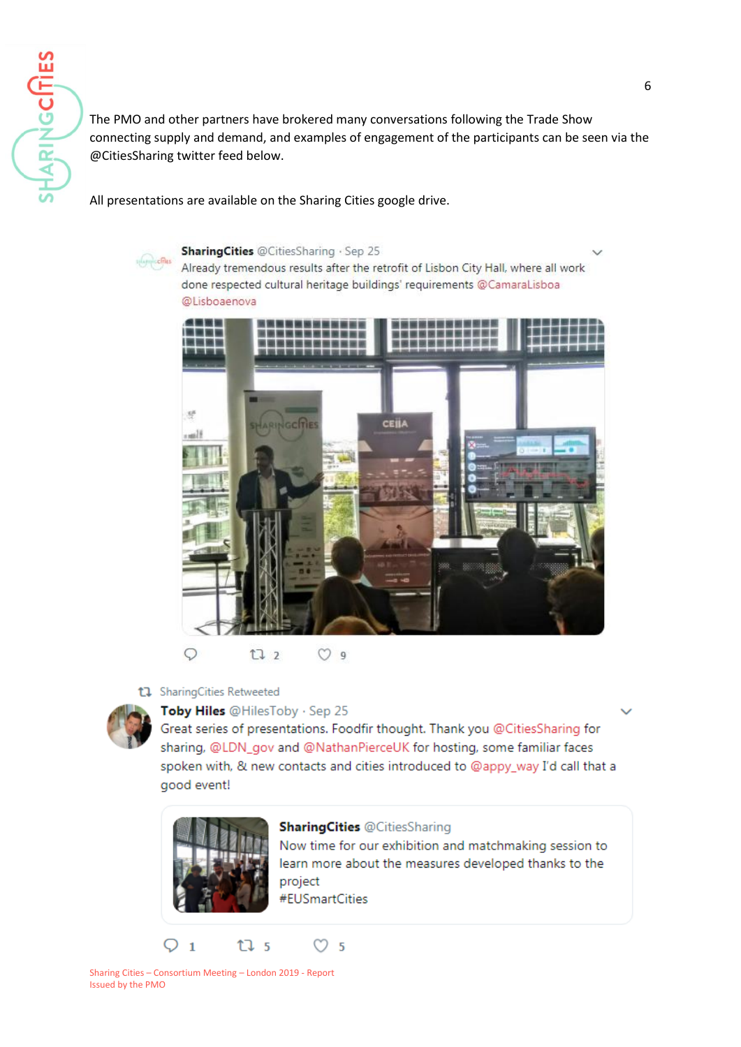The PMO and other partners have brokered many conversations following the Trade Show connecting supply and demand, and examples of engagement of the participants can be seen via the @CitiesSharing twitter feed below.

All presentations are available on the Sharing Cities google drive.

**SharingCities** @CitiesSharing · Sep 25
Already tremendous results after the retrofit of Lisbon City Hall, where all work done respected cultural heritage buildings' requirements @CamaraLisboa @Lisboaenova

2 9

SharingCities Retweeted
**Toby Hiles** @HilesToby · Sep 25
Great series of presentations. Foodfir thought. Thank you @CitiesSharing for sharing, @LDN_gov and @NathanPierceUK for hosting, some familiar faces spoken with, & new contacts and cities introduced to @appy_way I'd call that a good event!

**SharingCities** @CitiesSharing
Now time for our exhibition and matchmaking session to learn more about the measures developed thanks to the project
#EUSmartCities

1 5 5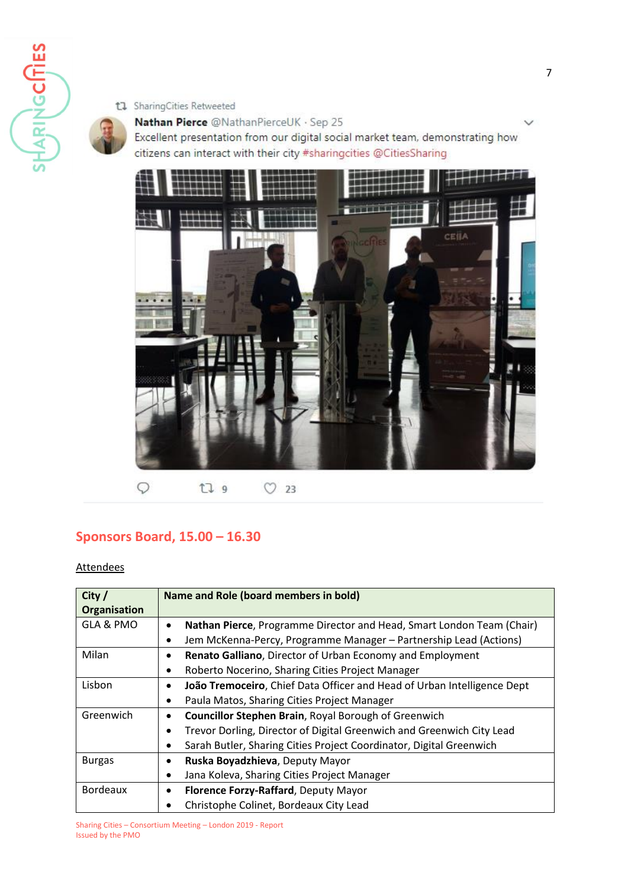SharingCities Retweeted

**Nathan Pierce** @NathanPierceUK · Sep 25

Excellent presentation from our digital social market team, demonstrating how citizens can interact with their city #sharingcities @CitiesSharing

9 23

## Sponsors Board, 15.00 – 16.30

Attendees

| City / Organisation | Name and Role (board members in bold) |
|---|---|
| GLA & PMO | • **Nathan Pierce**, Programme Director and Head, Smart London Team (Chair)<br>• Jem McKenna-Percy, Programme Manager – Partnership Lead (Actions) |
| Milan | • **Renato Galliano**, Director of Urban Economy and Employment<br>• Roberto Nocerino, Sharing Cities Project Manager |
| Lisbon | • **João Tremoceiro**, Chief Data Officer and Head of Urban Intelligence Dept<br>• Paula Matos, Sharing Cities Project Manager |
| Greenwich | • **Councillor Stephen Brain**, Royal Borough of Greenwich<br>• Trevor Dorling, Director of Digital Greenwich and Greenwich City Lead<br>• Sarah Butler, Sharing Cities Project Coordinator, Digital Greenwich |
| Burgas | • **Ruska Boyadzhieva**, Deputy Mayor<br>• Jana Koleva, Sharing Cities Project Manager |
| Bordeaux | • **Florence Forzy-Raffard**, Deputy Mayor<br>• Christophe Colinet, Bordeaux City Lead |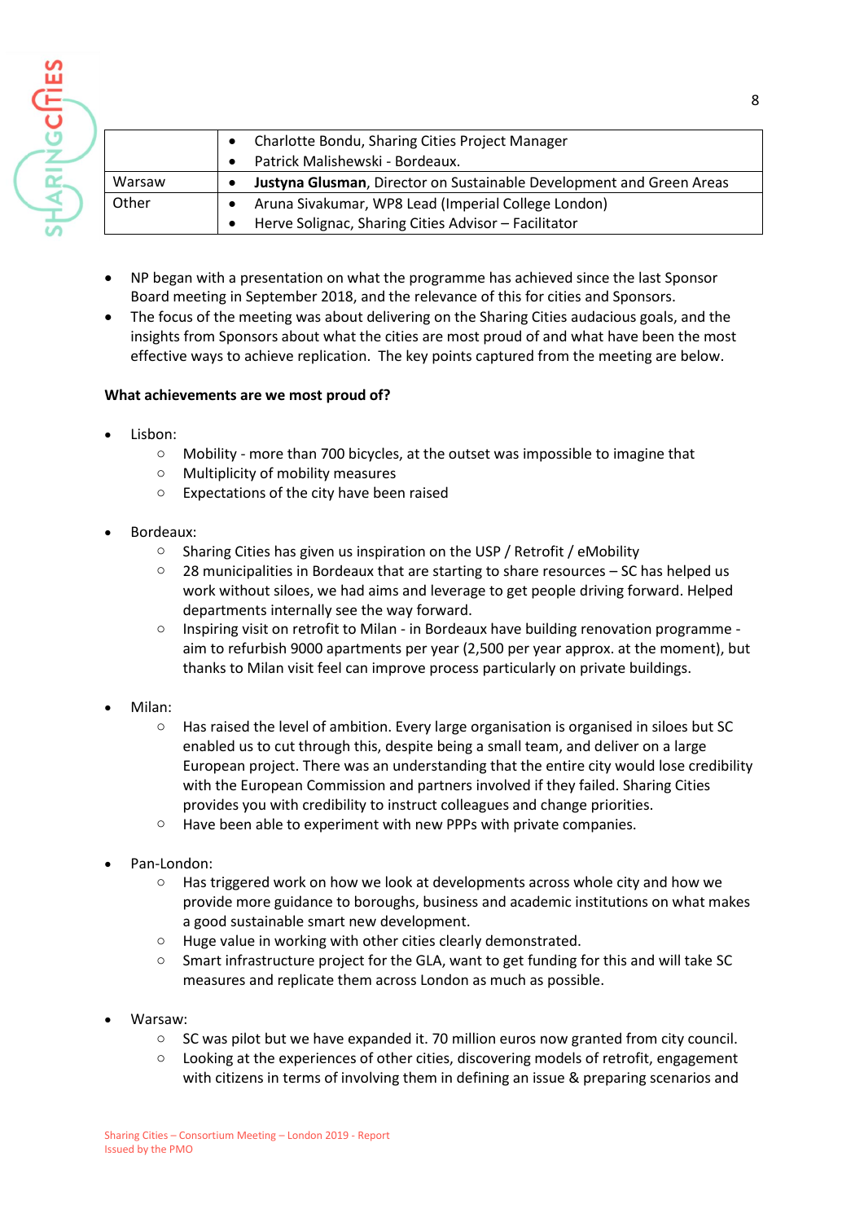| | |
|---|---|
| | • Charlotte Bondu, Sharing Cities Project Manager<br>• Patrick Malishewski - Bordeaux. |
| Warsaw | • **Justyna Glusman**, Director on Sustainable Development and Green Areas |
| Other | • Aruna Sivakumar, WP8 Lead (Imperial College London)<br>• Herve Solignac, Sharing Cities Advisor – Facilitator |

- NP began with a presentation on what the programme has achieved since the last Sponsor Board meeting in September 2018, and the relevance of this for cities and Sponsors.
- The focus of the meeting was about delivering on the Sharing Cities audacious goals, and the insights from Sponsors about what the cities are most proud of and what have been the most effective ways to achieve replication. The key points captured from the meeting are below.

**What achievements are we most proud of?**

- Lisbon:
    - Mobility - more than 700 bicycles, at the outset was impossible to imagine that
    - Multiplicity of mobility measures
    - Expectations of the city have been raised

- Bordeaux:
    - Sharing Cities has given us inspiration on the USP / Retrofit / eMobility
    - 28 municipalities in Bordeaux that are starting to share resources – SC has helped us work without siloes, we had aims and leverage to get people driving forward. Helped departments internally see the way forward.
    - Inspiring visit on retrofit to Milan - in Bordeaux have building renovation programme - aim to refurbish 9000 apartments per year (2,500 per year approx. at the moment), but thanks to Milan visit feel can improve process particularly on private buildings.

- Milan:
    - Has raised the level of ambition. Every large organisation is organised in siloes but SC enabled us to cut through this, despite being a small team, and deliver on a large European project. There was an understanding that the entire city would lose credibility with the European Commission and partners involved if they failed. Sharing Cities provides you with credibility to instruct colleagues and change priorities.
    - Have been able to experiment with new PPPs with private companies.

- Pan-London:
    - Has triggered work on how we look at developments across whole city and how we provide more guidance to boroughs, business and academic institutions on what makes a good sustainable smart new development.
    - Huge value in working with other cities clearly demonstrated.
    - Smart infrastructure project for the GLA, want to get funding for this and will take SC measures and replicate them across London as much as possible.

- Warsaw:
    - SC was pilot but we have expanded it. 70 million euros now granted from city council.
    - Looking at the experiences of other cities, discovering models of retrofit, engagement with citizens in terms of involving them in defining an issue & preparing scenarios and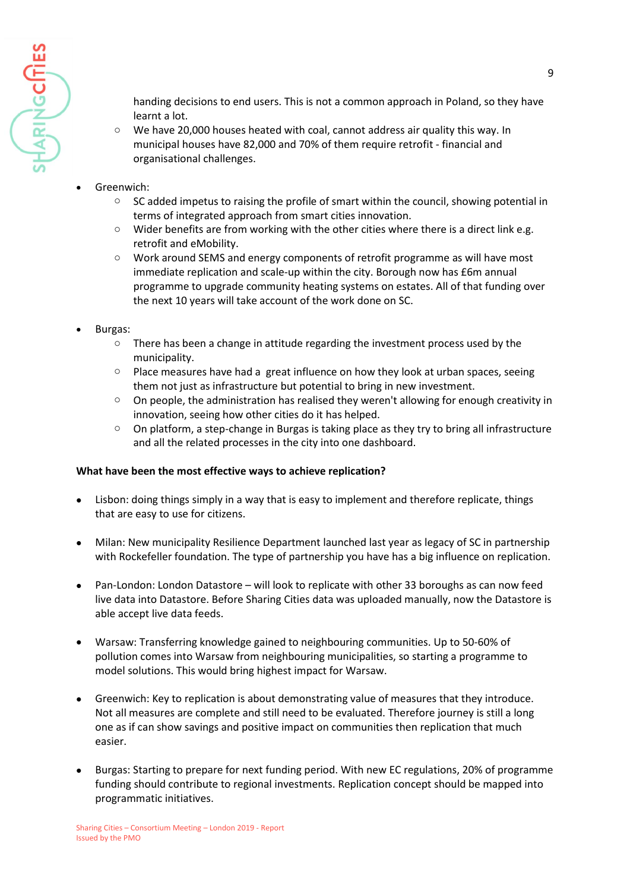handing decisions to end users. This is not a common approach in Poland, so they have learnt a lot.
    - We have 20,000 houses heated with coal, cannot address air quality this way. In municipal houses have 82,000 and 70% of them require retrofit - financial and organisational challenges.

- Greenwich:
    - SC added impetus to raising the profile of smart within the council, showing potential in terms of integrated approach from smart cities innovation.
    - Wider benefits are from working with the other cities where there is a direct link e.g. retrofit and eMobility.
    - Work around SEMS and energy components of retrofit programme as will have most immediate replication and scale-up within the city. Borough now has £6m annual programme to upgrade community heating systems on estates. All of that funding over the next 10 years will take account of the work done on SC.

- Burgas:
    - There has been a change in attitude regarding the investment process used by the municipality.
    - Place measures have had a great influence on how they look at urban spaces, seeing them not just as infrastructure but potential to bring in new investment.
    - On people, the administration has realised they weren't allowing for enough creativity in innovation, seeing how other cities do it has helped.
    - On platform, a step-change in Burgas is taking place as they try to bring all infrastructure and all the related processes in the city into one dashboard.

**What have been the most effective ways to achieve replication?**

- Lisbon: doing things simply in a way that is easy to implement and therefore replicate, things that are easy to use for citizens.

- Milan: New municipality Resilience Department launched last year as legacy of SC in partnership with Rockefeller foundation. The type of partnership you have has a big influence on replication.

- Pan-London: London Datastore – will look to replicate with other 33 boroughs as can now feed live data into Datastore. Before Sharing Cities data was uploaded manually, now the Datastore is able accept live data feeds.

- Warsaw: Transferring knowledge gained to neighbouring communities. Up to 50-60% of pollution comes into Warsaw from neighbouring municipalities, so starting a programme to model solutions. This would bring highest impact for Warsaw.

- Greenwich: Key to replication is about demonstrating value of measures that they introduce. Not all measures are complete and still need to be evaluated. Therefore journey is still a long one as if can show savings and positive impact on communities then replication that much easier.

- Burgas: Starting to prepare for next funding period. With new EC regulations, 20% of programme funding should contribute to regional investments. Replication concept should be mapped into programmatic initiatives.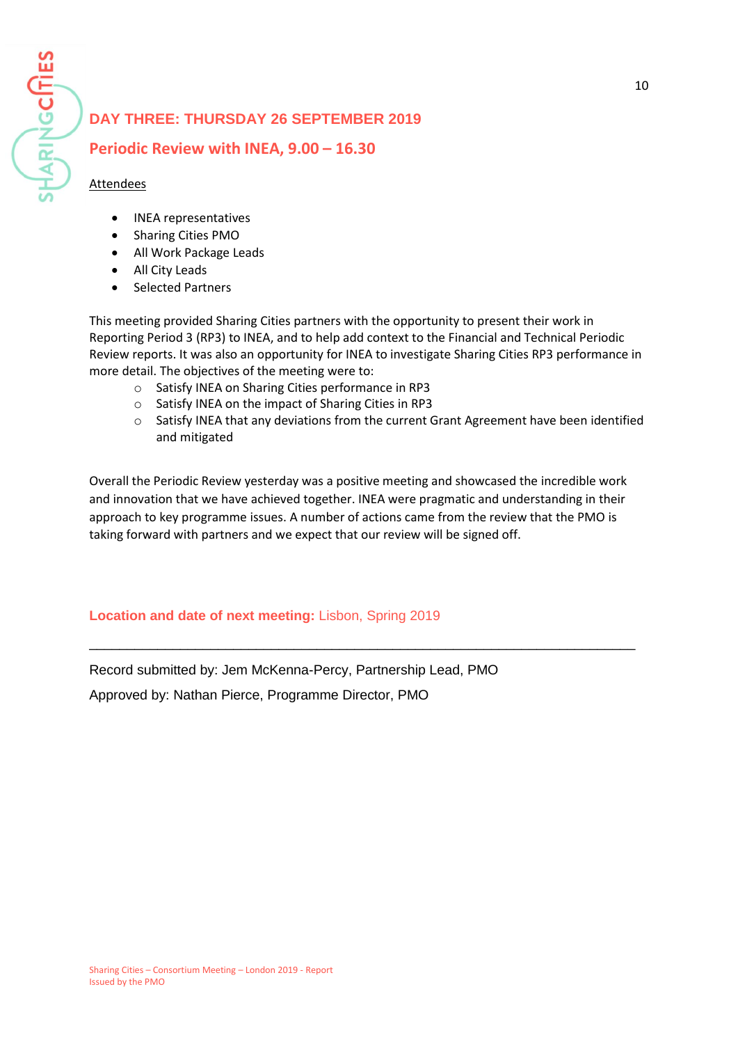## DAY THREE: THURSDAY 26 SEPTEMBER 2019

### Periodic Review with INEA, 9.00 – 16.30

Attendees

- INEA representatives
- Sharing Cities PMO
- All Work Package Leads
- All City Leads
- Selected Partners

This meeting provided Sharing Cities partners with the opportunity to present their work in Reporting Period 3 (RP3) to INEA, and to help add context to the Financial and Technical Periodic Review reports. It was also an opportunity for INEA to investigate Sharing Cities RP3 performance in more detail. The objectives of the meeting were to:

- Satisfy INEA on Sharing Cities performance in RP3
- Satisfy INEA on the impact of Sharing Cities in RP3
- Satisfy INEA that any deviations from the current Grant Agreement have been identified and mitigated

Overall the Periodic Review yesterday was a positive meeting and showcased the incredible work and innovation that we have achieved together. INEA were pragmatic and understanding in their approach to key programme issues. A number of actions came from the review that the PMO is taking forward with partners and we expect that our review will be signed off.

**Location and date of next meeting:** Lisbon, Spring 2019

---

Record submitted by: Jem McKenna-Percy, Partnership Lead, PMO

Approved by: Nathan Pierce, Programme Director, PMO